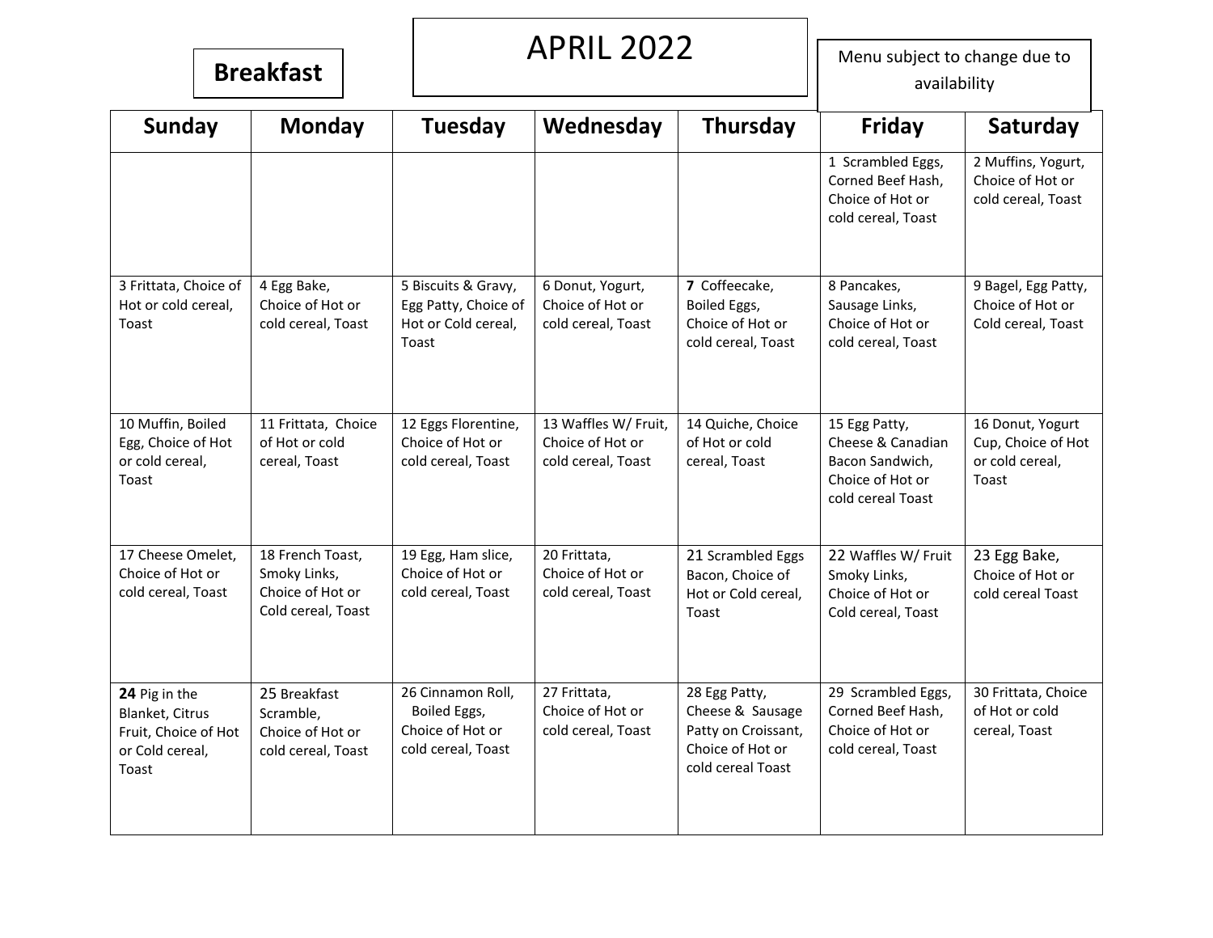**Breakfast**

# APRIL 2022

Menu subject to change due to availability

| Sunday | Monday | Tuesday | Wednesday | Thursday | Friday | Saturday |
|---|---|---|---|---|---|---|
| | | | | | 1 Scrambled Eggs, Corned Beef Hash, Choice of Hot or cold cereal, Toast | 2 Muffins, Yogurt, Choice of Hot or cold cereal, Toast |
| 3 Frittata, Choice of Hot or cold cereal, Toast | 4 Egg Bake, Choice of Hot or cold cereal, Toast | 5 Biscuits & Gravy, Egg Patty, Choice of Hot or Cold cereal, Toast | 6 Donut, Yogurt, Choice of Hot or cold cereal, Toast | **7** Coffeecake, Boiled Eggs, Choice of Hot or cold cereal, Toast | 8 Pancakes, Sausage Links, Choice of Hot or cold cereal, Toast | 9 Bagel, Egg Patty, Choice of Hot or Cold cereal, Toast |
| 10 Muffin, Boiled Egg, Choice of Hot or cold cereal, Toast | 11 Frittata, Choice of Hot or cold cereal, Toast | 12 Eggs Florentine, Choice of Hot or cold cereal, Toast | 13 Waffles W/ Fruit, Choice of Hot or cold cereal, Toast | 14 Quiche, Choice of Hot or cold cereal, Toast | 15 Egg Patty, Cheese & Canadian Bacon Sandwich, Choice of Hot or cold cereal Toast | 16 Donut, Yogurt Cup, Choice of Hot or cold cereal, Toast |
| 17 Cheese Omelet, Choice of Hot or cold cereal, Toast | 18 French Toast, Smoky Links, Choice of Hot or Cold cereal, Toast | 19 Egg, Ham slice, Choice of Hot or cold cereal, Toast | 20 Frittata, Choice of Hot or cold cereal, Toast | 21 Scrambled Eggs Bacon, Choice of Hot or Cold cereal, Toast | 22 Waffles W/ Fruit Smoky Links, Choice of Hot or Cold cereal, Toast | 23 Egg Bake, Choice of Hot or cold cereal Toast |
| **24** Pig in the Blanket, Citrus Fruit, Choice of Hot or Cold cereal, Toast | 25 Breakfast Scramble, Choice of Hot or cold cereal, Toast | 26 Cinnamon Roll, Boiled Eggs, Choice of Hot or cold cereal, Toast | 27 Frittata, Choice of Hot or cold cereal, Toast | 28 Egg Patty, Cheese & Sausage Patty on Croissant, Choice of Hot or cold cereal Toast | 29 Scrambled Eggs, Corned Beef Hash, Choice of Hot or cold cereal, Toast | 30 Frittata, Choice of Hot or cold cereal, Toast |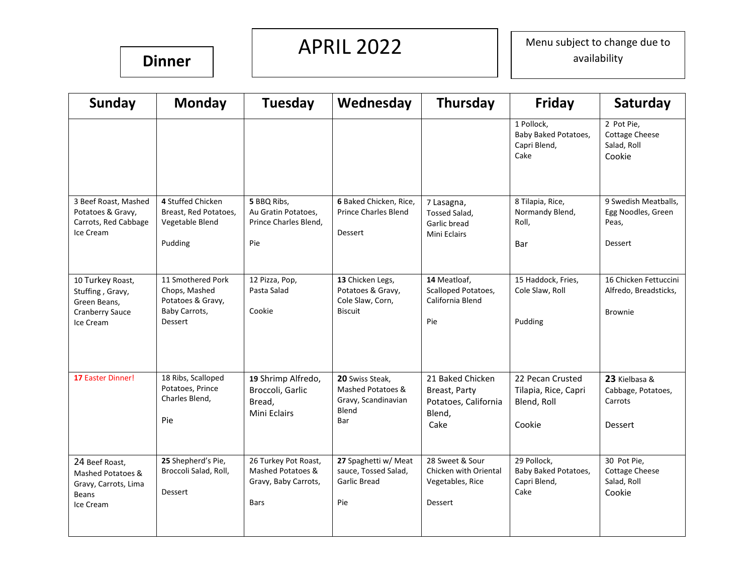**Dinner**

# APRIL 2022

Menu subject to change due to availability

| Sunday | Monday | Tuesday | Wednesday | Thursday | Friday | Saturday |
|---|---|---|---|---|---|---|
| | | | | | 1 Pollock, Baby Baked Potatoes, Capri Blend, Cake | 2 Pot Pie, Cottage Cheese Salad, Roll Cookie |
| 3 Beef Roast, Mashed Potatoes & Gravy, Carrots, Red Cabbage Ice Cream | **4** Stuffed Chicken Breast, Red Potatoes, Vegetable Blend Pudding | **5** BBQ Ribs, Au Gratin Potatoes, Prince Charles Blend, Pie | **6** Baked Chicken, Rice, Prince Charles Blend Dessert | 7 Lasagna, Tossed Salad, Garlic bread Mini Eclairs | 8 Tilapia, Rice, Normandy Blend, Roll, Bar | 9 Swedish Meatballs, Egg Noodles, Green Peas, Dessert |
| 10 Turkey Roast, Stuffing , Gravy, Green Beans, Cranberry Sauce Ice Cream | 11 Smothered Pork Chops, Mashed Potatoes & Gravy, Baby Carrots, Dessert | 12 Pizza, Pop, Pasta Salad Cookie | **13** Chicken Legs, Potatoes & Gravy, Cole Slaw, Corn, Biscuit | **14** Meatloaf, Scalloped Potatoes, California Blend Pie | 15 Haddock, Fries, Cole Slaw, Roll Pudding | 16 Chicken Fettuccini Alfredo, Breadsticks, Brownie |
| **17** Easter Dinner! | 18 Ribs, Scalloped Potatoes, Prince Charles Blend, Pie | **19** Shrimp Alfredo, Broccoli, Garlic Bread, Mini Eclairs | **20** Swiss Steak, Mashed Potatoes & Gravy, Scandinavian Blend Bar | 21 Baked Chicken Breast, Party Potatoes, California Blend, Cake | 22 Pecan Crusted Tilapia, Rice, Capri Blend, Roll Cookie | **23** Kielbasa & Cabbage, Potatoes, Carrots Dessert |
| 24 Beef Roast, Mashed Potatoes & Gravy, Carrots, Lima Beans Ice Cream | **25** Shepherd's Pie, Broccoli Salad, Roll, Dessert | 26 Turkey Pot Roast, Mashed Potatoes & Gravy, Baby Carrots, Bars | **27** Spaghetti w/ Meat sauce, Tossed Salad, Garlic Bread Pie | 28 Sweet & Sour Chicken with Oriental Vegetables, Rice Dessert | 29 Pollock, Baby Baked Potatoes, Capri Blend, Cake | 30 Pot Pie, Cottage Cheese Salad, Roll Cookie |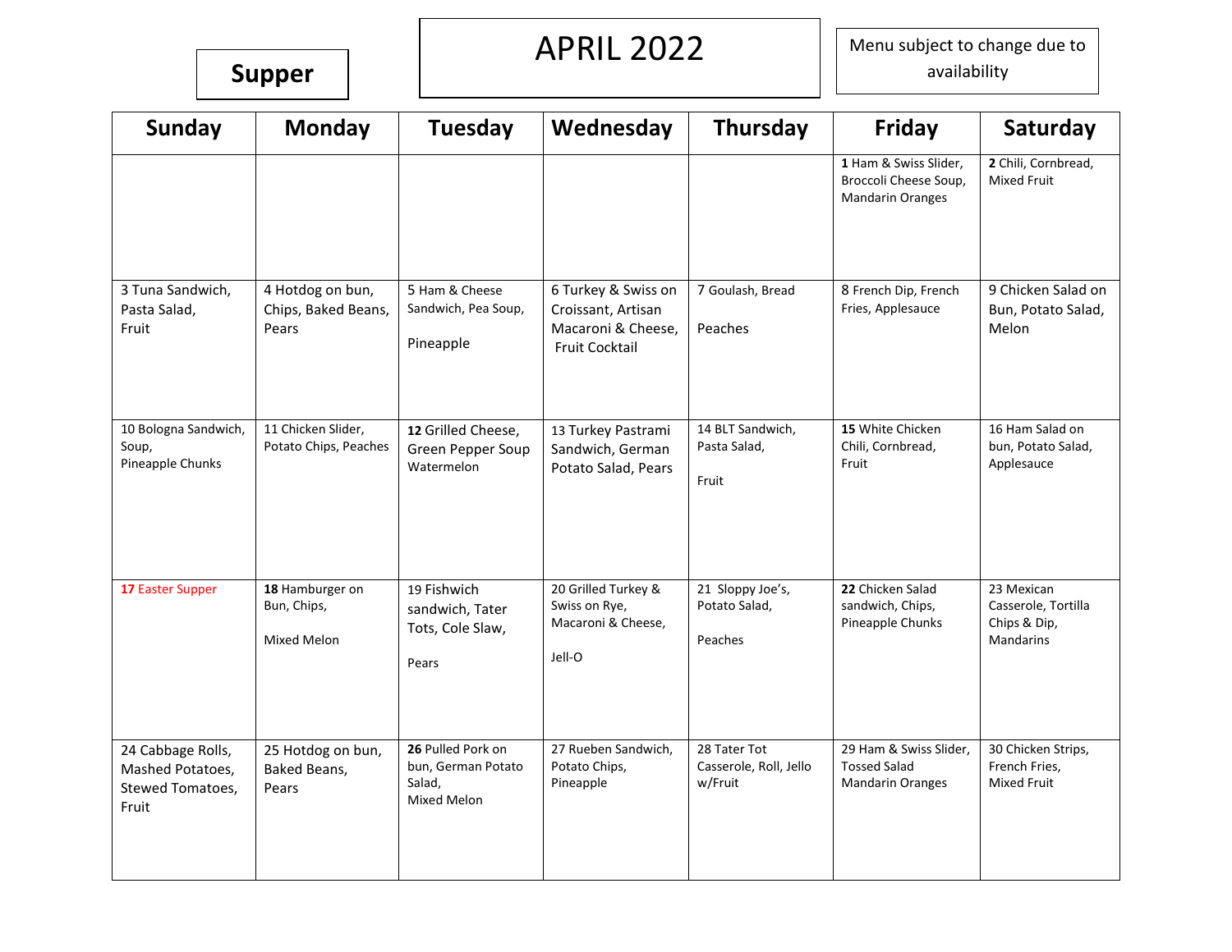**Supper**

# APRIL 2022

Menu subject to change due to availability

| Sunday | Monday | Tuesday | Wednesday | Thursday | Friday | Saturday |
|---|---|---|---|---|---|---|
| | | | | | **1** Ham & Swiss Slider, Broccoli Cheese Soup, Mandarin Oranges | **2** Chili, Cornbread, Mixed Fruit |
| 3 Tuna Sandwich, Pasta Salad, Fruit | 4 Hotdog on bun, Chips, Baked Beans, Pears | 5 Ham & Cheese Sandwich, Pea Soup, Pineapple | 6 Turkey & Swiss on Croissant, Artisan Macaroni & Cheese, Fruit Cocktail | 7 Goulash, Bread Peaches | 8 French Dip, French Fries, Applesauce | 9 Chicken Salad on Bun, Potato Salad, Melon |
| 10 Bologna Sandwich, Soup, Pineapple Chunks | 11 Chicken Slider, Potato Chips, Peaches | **12** Grilled Cheese, Green Pepper Soup Watermelon | 13 Turkey Pastrami Sandwich, German Potato Salad, Pears | 14 BLT Sandwich, Pasta Salad, Fruit | **15** White Chicken Chili, Cornbread, Fruit | 16 Ham Salad on bun, Potato Salad, Applesauce |
| **17** Easter Supper | **18** Hamburger on Bun, Chips, Mixed Melon | 19 Fishwich sandwich, Tater Tots, Cole Slaw, Pears | 20 Grilled Turkey & Swiss on Rye, Macaroni & Cheese, Jell-O | 21 Sloppy Joe's, Potato Salad, Peaches | **22** Chicken Salad sandwich, Chips, Pineapple Chunks | 23 Mexican Casserole, Tortilla Chips & Dip, Mandarins |
| 24 Cabbage Rolls, Mashed Potatoes, Stewed Tomatoes, Fruit | 25 Hotdog on bun, Baked Beans, Pears | **26** Pulled Pork on bun, German Potato Salad, Mixed Melon | 27 Rueben Sandwich, Potato Chips, Pineapple | 28 Tater Tot Casserole, Roll, Jello w/Fruit | 29 Ham & Swiss Slider, Tossed Salad Mandarin Oranges | 30 Chicken Strips, French Fries, Mixed Fruit |